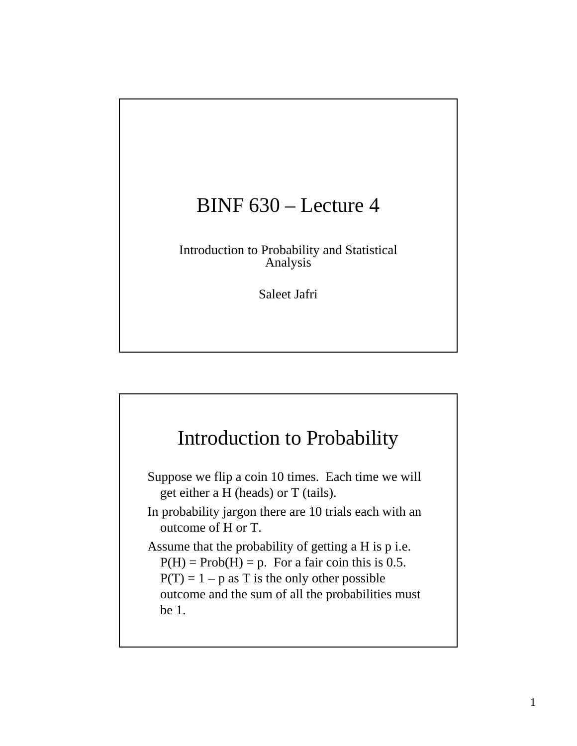# BINF 630 – Lecture 4

Introduction to Probability and Statistical Analysis

Saleet Jafri

## Introduction to Probability

Suppose we flip a coin 10 times. Each time we will get either a H (heads) or T (tails).

In probability jargon there are 10 trials each with an outcome of H or T.

Assume that the probability of getting a H is p i.e. $P(H) = Prob(H) = p$. For a fair coin this is 0.5. $P(T) = 1 - p$ as T is the only other possible outcome and the sum of all the probabilities must be 1.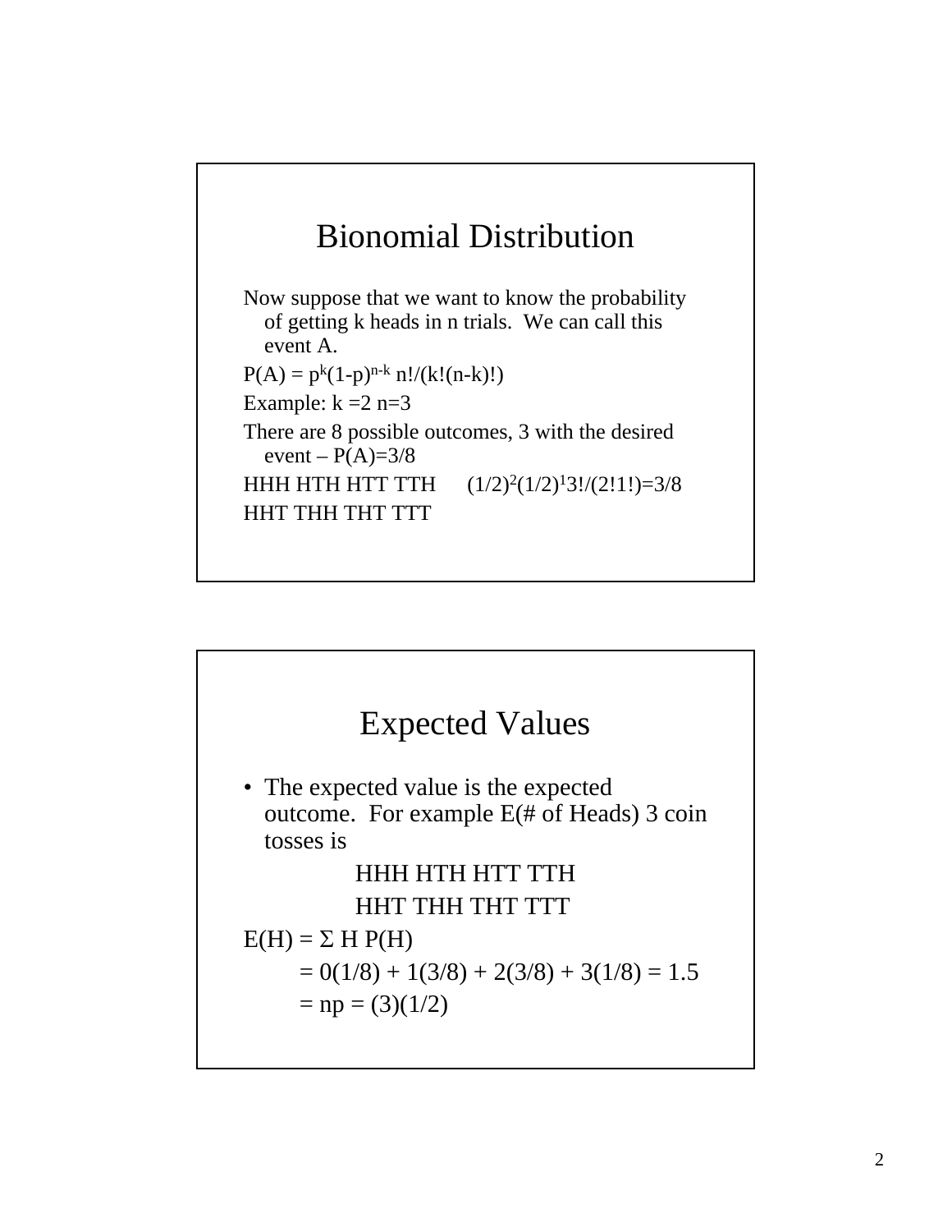## Bionomial Distribution

Now suppose that we want to know the probability of getting k heads in n trials. We can call this event A.

$P(A) = p^k(1-p)^{n-k}\, n!/(k!(n-k)!)$

Example: k =2 n=3

There are 8 possible outcomes, 3 with the desired event – P(A)=3/8

HHH HTH HTT TTH $\quad (1/2)^2(1/2)^1 3!/(2!1!)=3/8$

HHT THH THT TTT

## Expected Values

- The expected value is the expected outcome. For example E(# of Heads) 3 coin tosses is

  HHH HTH HTT TTH

  HHT THH THT TTT

$E(H) = \Sigma\, H\, P(H)$

$= 0(1/8) + 1(3/8) + 2(3/8) + 3(1/8) = 1.5$

$= np = (3)(1/2)$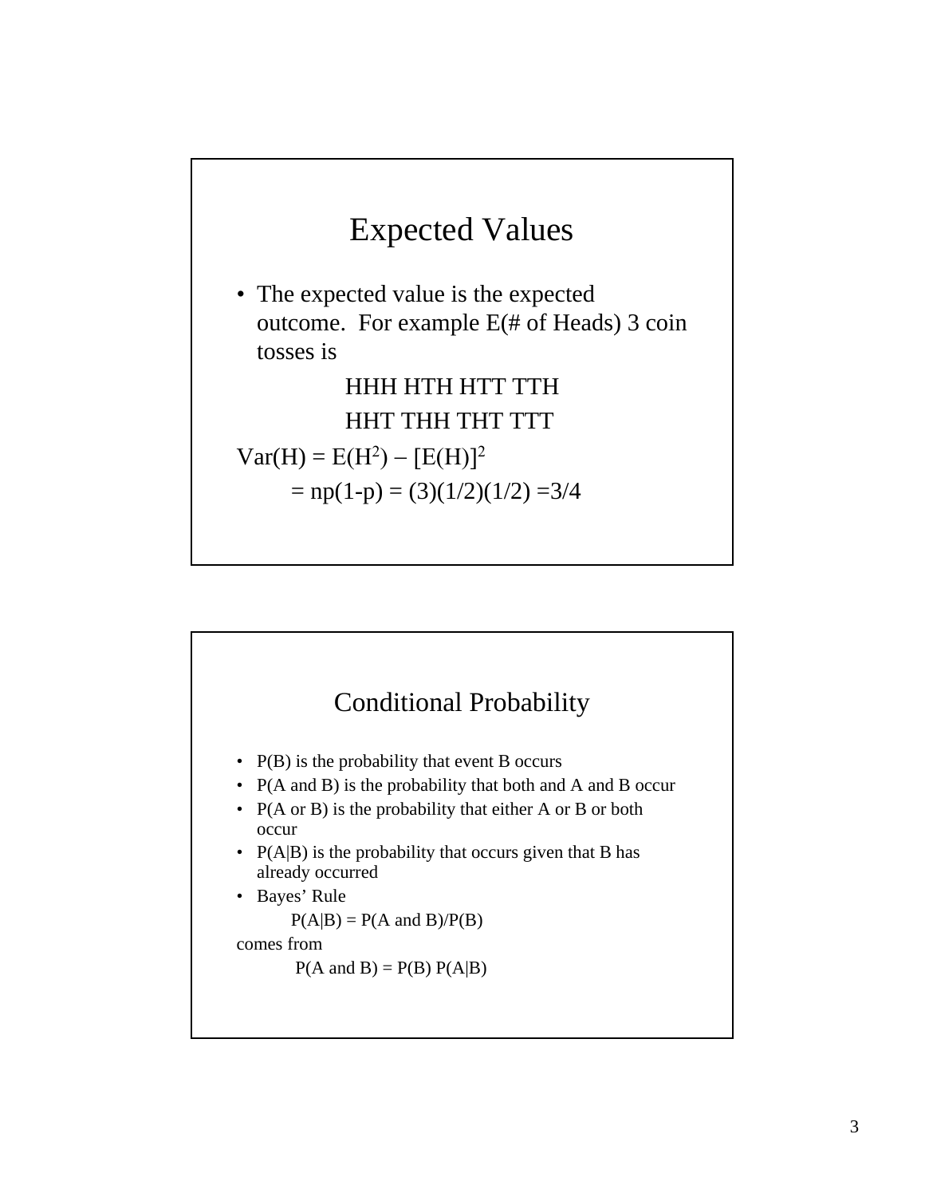## Expected Values

- The expected value is the expected outcome. For example E(# of Heads) 3 coin tosses is

HHH HTH HTT TTH

HHT THH THT TTT

$\text{Var}(H) = E(H^2) - [E(H)]^2$

$= np(1-p) = (3)(1/2)(1/2) = 3/4$

## Conditional Probability

- P(B) is the probability that event B occurs
- P(A and B) is the probability that both and A and B occur
- P(A or B) is the probability that either A or B or both occur
- P(A|B) is the probability that occurs given that B has already occurred
- Bayes' Rule

$P(A|B) = P(A \text{ and } B)/P(B)$

comes from

$P(A \text{ and } B) = P(B)\, P(A|B)$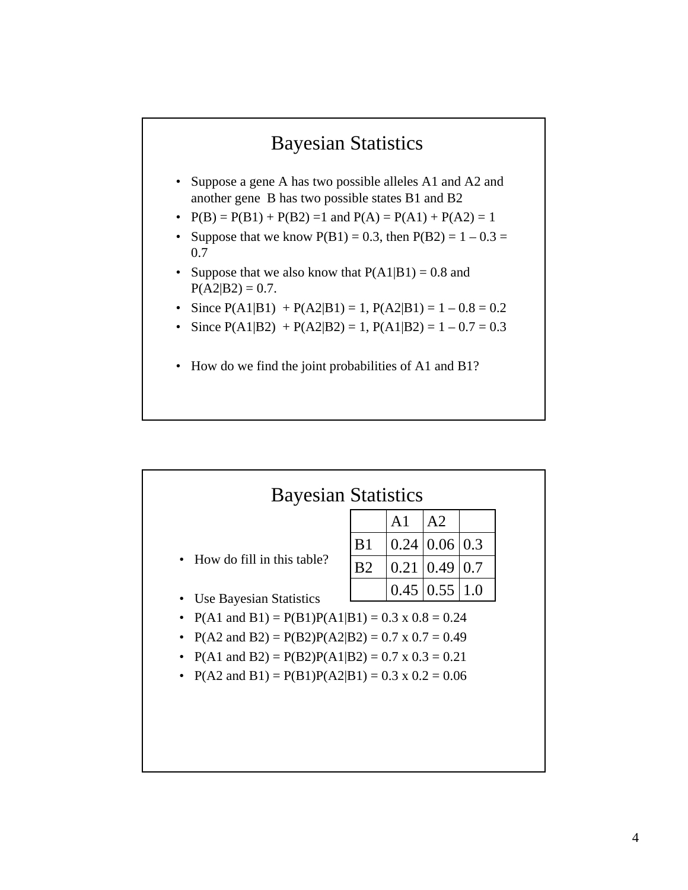## Bayesian Statistics

- Suppose a gene A has two possible alleles A1 and A2 and another gene B has two possible states B1 and B2
- P(B) = P(B1) + P(B2) =1 and P(A) = P(A1) + P(A2) = 1
- Suppose that we know P(B1) = 0.3, then P(B2) = 1 – 0.3 = 0.7
- Suppose that we also know that P(A1|B1) = 0.8 and P(A2|B2) = 0.7.
- Since P(A1|B1) + P(A2|B1) = 1, P(A2|B1) = 1 – 0.8 = 0.2
- Since P(A1|B2) + P(A2|B2) = 1, P(A1|B2) = 1 – 0.7 = 0.3
- How do we find the joint probabilities of A1 and B1?

## Bayesian Statistics

- How do fill in this table?

| | A1 | A2 | |
|---|---|---|---|
| B1 | 0.24 | 0.06 | 0.3 |
| B2 | 0.21 | 0.49 | 0.7 |
| | 0.45 | 0.55 | 1.0 |

- Use Bayesian Statistics
- P(A1 and B1) = P(B1)P(A1|B1) = 0.3 x 0.8 = 0.24
- P(A2 and B2) = P(B2)P(A2|B2) = 0.7 x 0.7 = 0.49
- P(A1 and B2) = P(B2)P(A1|B2) = 0.7 x 0.3 = 0.21
- P(A2 and B1) = P(B1)P(A2|B1) = 0.3 x 0.2 = 0.06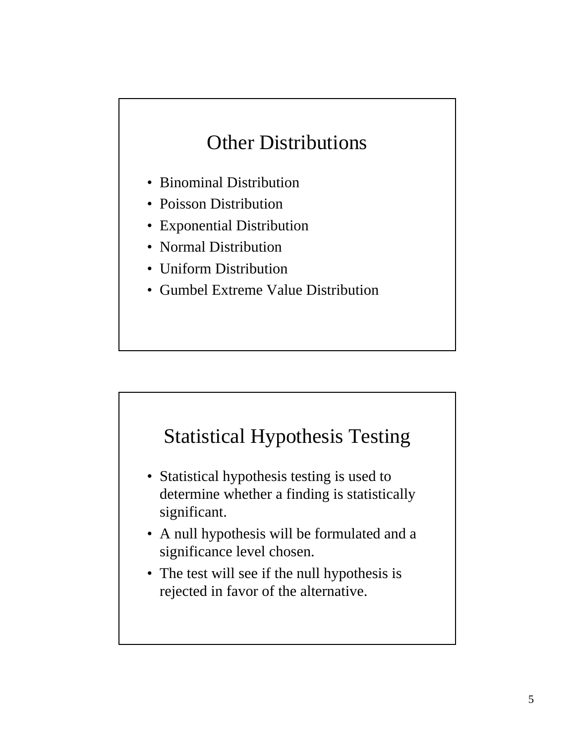## Other Distributions

- Binominal Distribution
- Poisson Distribution
- Exponential Distribution
- Normal Distribution
- Uniform Distribution
- Gumbel Extreme Value Distribution

## Statistical Hypothesis Testing

- Statistical hypothesis testing is used to determine whether a finding is statistically significant.
- A null hypothesis will be formulated and a significance level chosen.
- The test will see if the null hypothesis is rejected in favor of the alternative.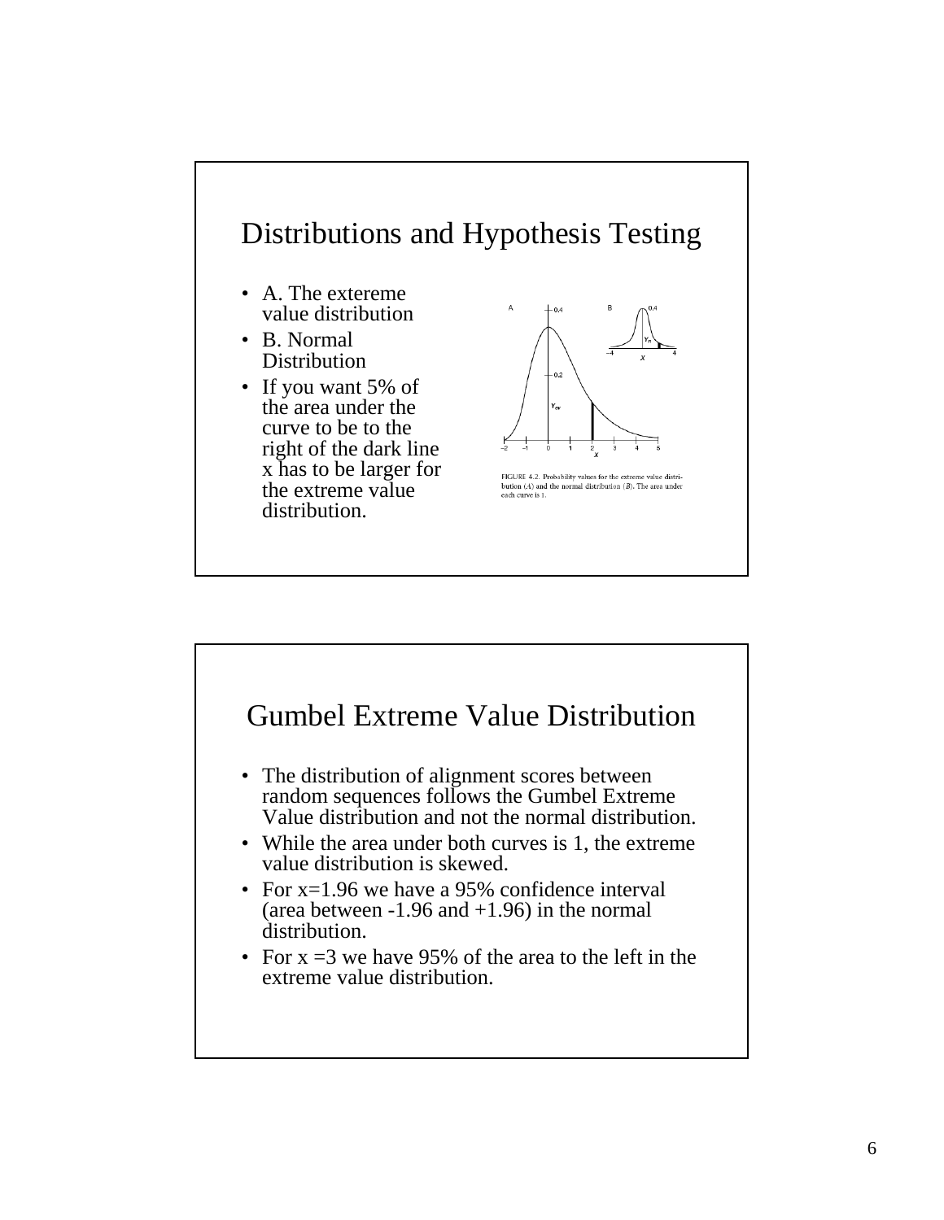## Distributions and Hypothesis Testing

- A. The extereme value distribution
- B. Normal Distribution
- If you want 5% of the area under the curve to be to the right of the dark line x has to be larger for the extreme value distribution.

FIGURE 4.2. Probability values for the extreme value distribution (A) and the normal distribution (B). The area under each curve is 1.

## Gumbel Extreme Value Distribution

- The distribution of alignment scores between random sequences follows the Gumbel Extreme Value distribution and not the normal distribution.
- While the area under both curves is 1, the extreme value distribution is skewed.
- For x=1.96 we have a 95% confidence interval (area between -1.96 and +1.96) in the normal distribution.
- For x =3 we have 95% of the area to the left in the extreme value distribution.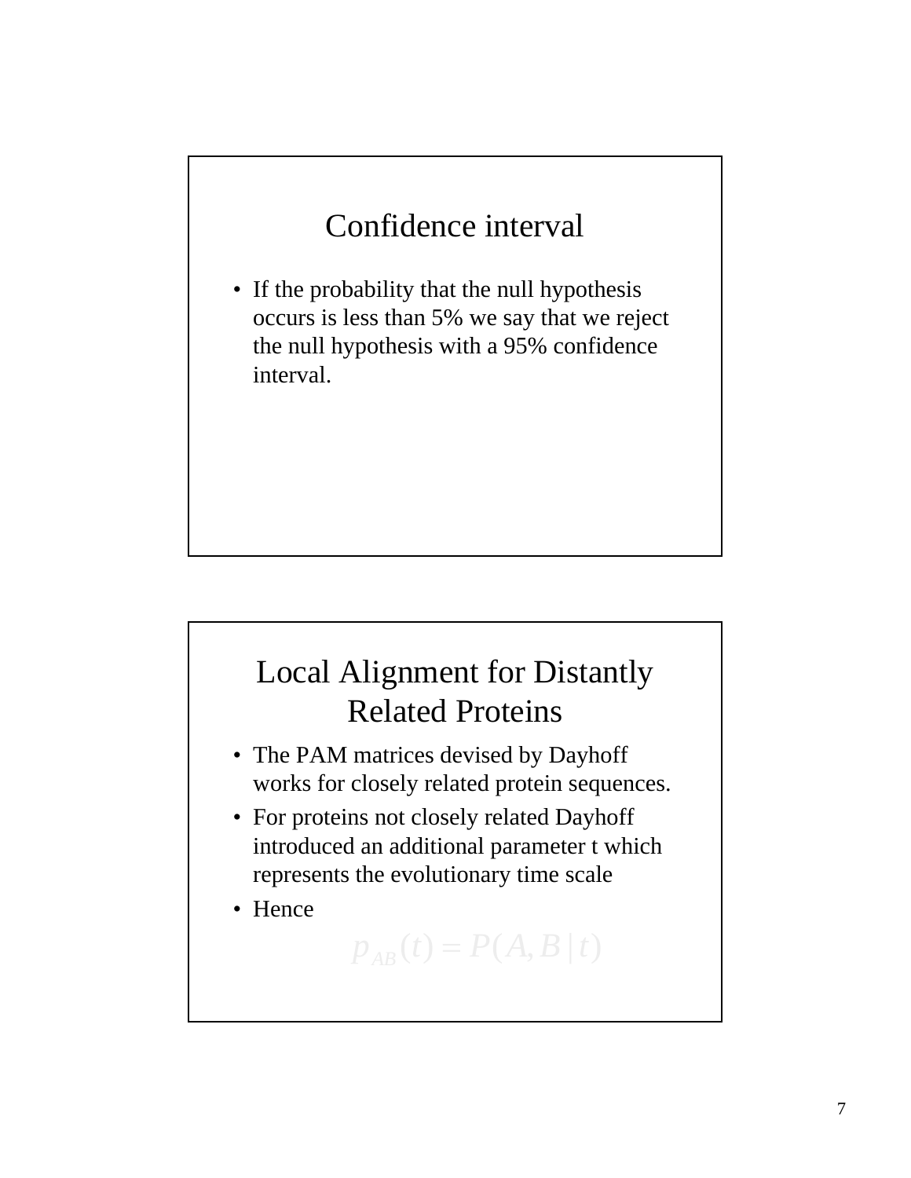## Confidence interval

- If the probability that the null hypothesis occurs is less than 5% we say that we reject the null hypothesis with a 95% confidence interval.

## Local Alignment for Distantly Related Proteins

- The PAM matrices devised by Dayhoff works for closely related protein sequences.
- For proteins not closely related Dayhoff introduced an additional parameter t which represents the evolutionary time scale
- Hence

$$p_{AB}(t) = P(A, B \mid t)$$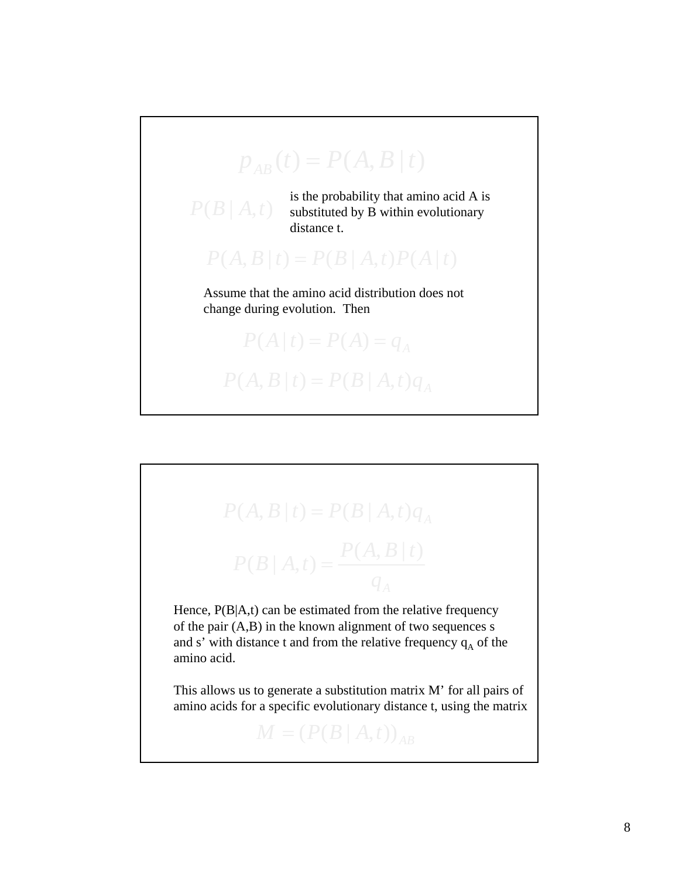$$p_{AB}(t) = P(A, B \mid t)$$

$P(B \mid A, t)$ is the probability that amino acid A is substituted by B within evolutionary distance t.

$$P(A, B \mid t) = P(B \mid A, t) P(A \mid t)$$

Assume that the amino acid distribution does not change during evolution. Then

$$P(A \mid t) = P(A) = q_A$$

$$P(A, B \mid t) = P(B \mid A, t) q_A$$

---

$$P(A, B \mid t) = P(B \mid A, t) q_A$$

$$P(B \mid A, t) = \frac{P(A, B \mid t)}{q_A}$$

Hence, P(B|A,t) can be estimated from the relative frequency of the pair (A,B) in the known alignment of two sequences s and s' with distance t and from the relative frequency $q_A$ of the amino acid.

This allows us to generate a substitution matrix M' for all pairs of amino acids for a specific evolutionary distance t, using the matrix

$$M = (P(B \mid A, t))_{AB}$$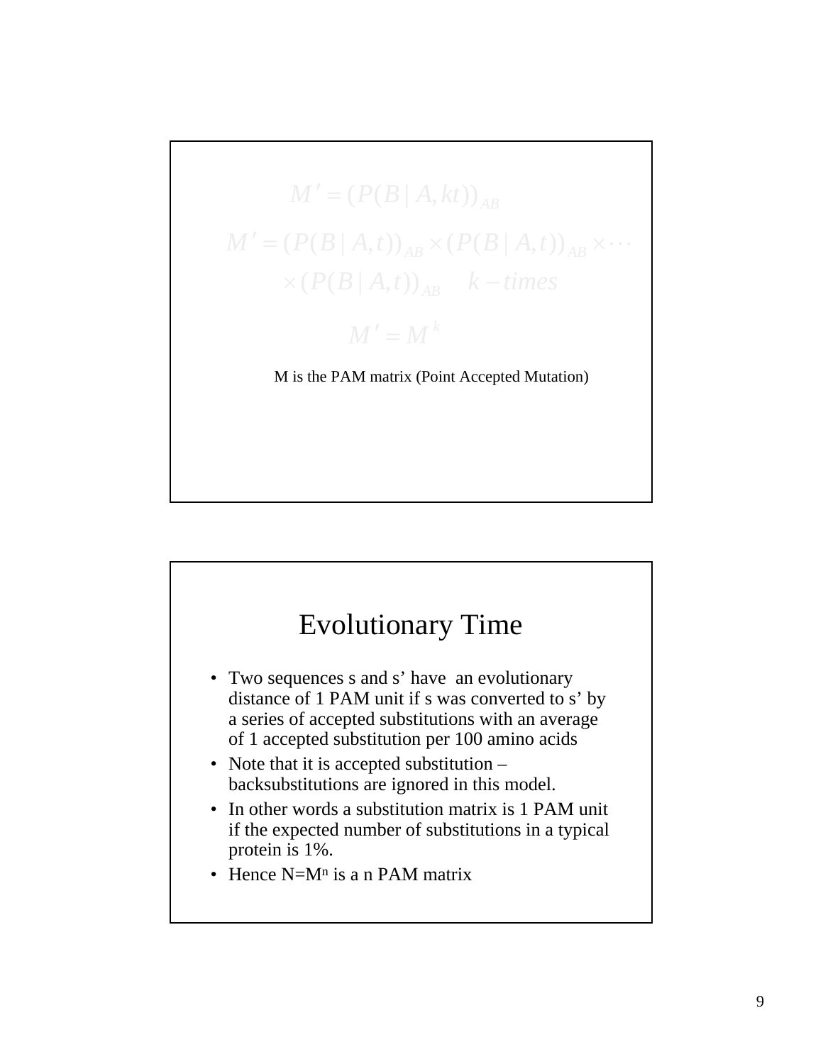$$M' = (P(B \mid A, kt))_{AB}$$

$$M' = (P(B \mid A, t))_{AB} \times (P(B \mid A, t))_{AB} \times \cdots \times (P(B \mid A, t))_{AB} \quad k - times$$

$$M' = M^k$$

M is the PAM matrix (Point Accepted Mutation)

# Evolutionary Time

- Two sequences s and s' have an evolutionary distance of 1 PAM unit if s was converted to s' by a series of accepted substitutions with an average of 1 accepted substitution per 100 amino acids
- Note that it is accepted substitution – backsubstitutions are ignored in this model.
- In other words a substitution matrix is 1 PAM unit if the expected number of substitutions in a typical protein is 1%.
- Hence $N=M^n$ is a n PAM matrix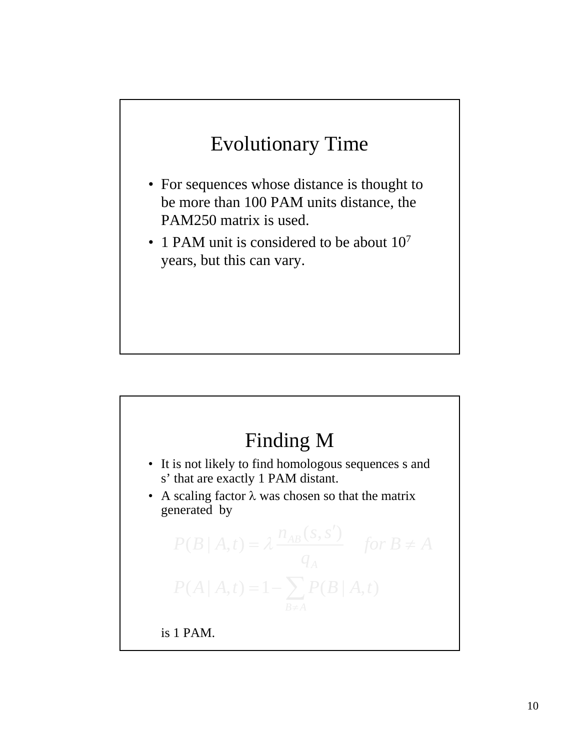## Evolutionary Time

- For sequences whose distance is thought to be more than 100 PAM units distance, the PAM250 matrix is used.
- 1 PAM unit is considered to be about $10^7$ years, but this can vary.

## Finding M

- It is not likely to find homologous sequences s and s' that are exactly 1 PAM distant.
- A scaling factor $\lambda$ was chosen so that the matrix generated by

$$P(B \mid A,t) = \lambda \frac{n_{AB}(s,s')}{q_A} \quad for\ B \neq A$$

$$P(A \mid A,t) = 1 - \sum_{B \neq A} P(B \mid A,t)$$

is 1 PAM.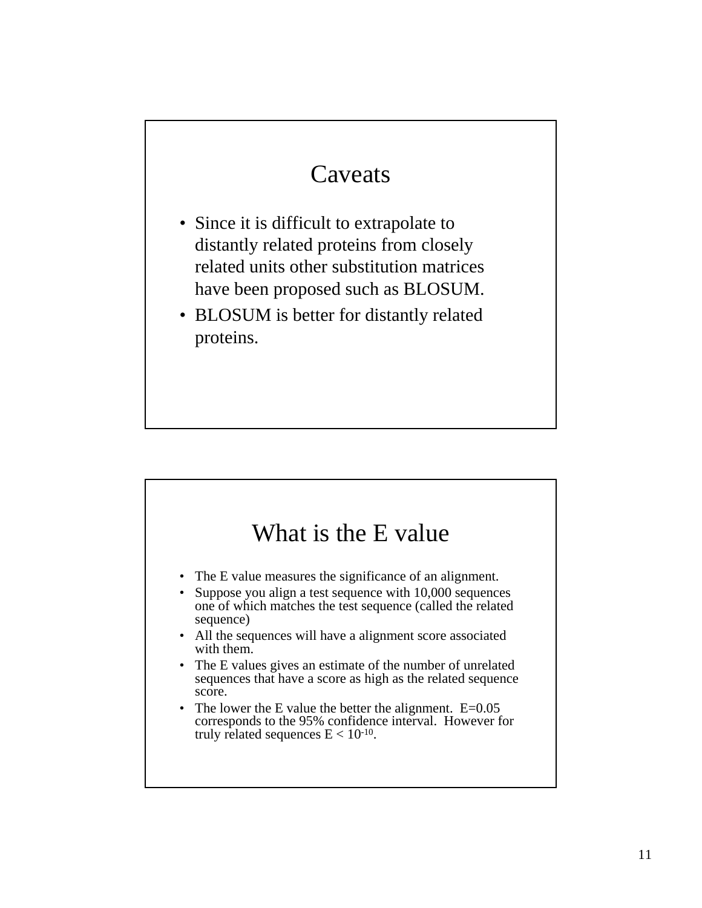## Caveats

- Since it is difficult to extrapolate to distantly related proteins from closely related units other substitution matrices have been proposed such as BLOSUM.
- BLOSUM is better for distantly related proteins.

## What is the E value

- The E value measures the significance of an alignment.
- Suppose you align a test sequence with 10,000 sequences one of which matches the test sequence (called the related sequence)
- All the sequences will have a alignment score associated with them.
- The E values gives an estimate of the number of unrelated sequences that have a score as high as the related sequence score.
- The lower the E value the better the alignment. E=0.05 corresponds to the 95% confidence interval. However for truly related sequences $E < 10^{-10}$.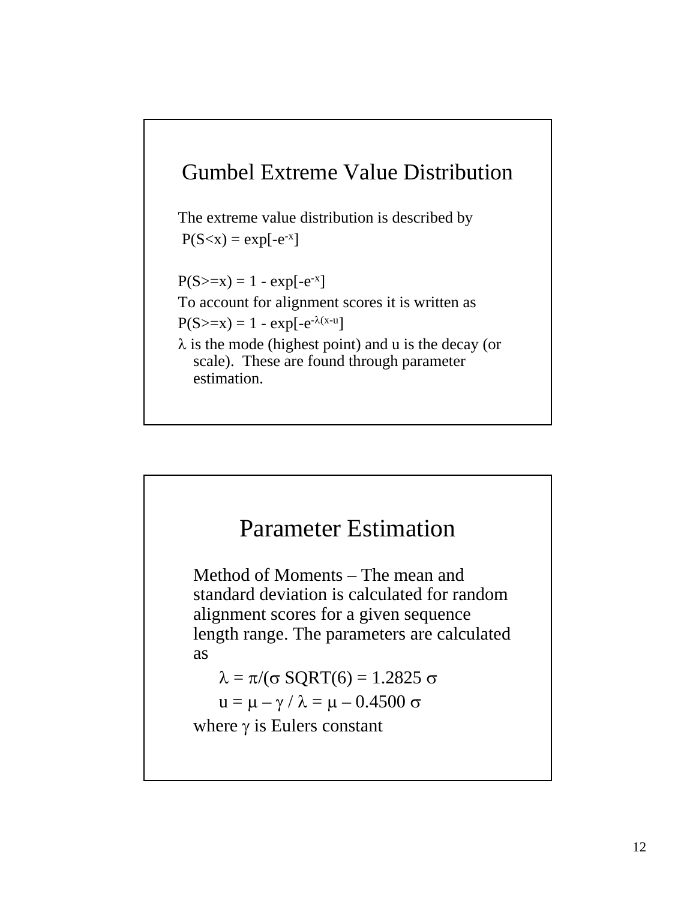## Gumbel Extreme Value Distribution

The extreme value distribution is described by

$P(S<x) = \exp[-e^{-x}]$

$P(S>=x) = 1 - \exp[-e^{-x}]$

To account for alignment scores it is written as

$P(S>=x) = 1 - \exp[-e^{-\lambda(x-u}]$

$\lambda$ is the mode (highest point) and u is the decay (or scale). These are found through parameter estimation.

## Parameter Estimation

Method of Moments – The mean and standard deviation is calculated for random alignment scores for a given sequence length range. The parameters are calculated as

$\lambda = \pi/(\sigma \text{ SQRT}(6) = 1.2825\ \sigma$

$u = \mu - \gamma / \lambda = \mu - 0.4500\ \sigma$

where $\gamma$ is Eulers constant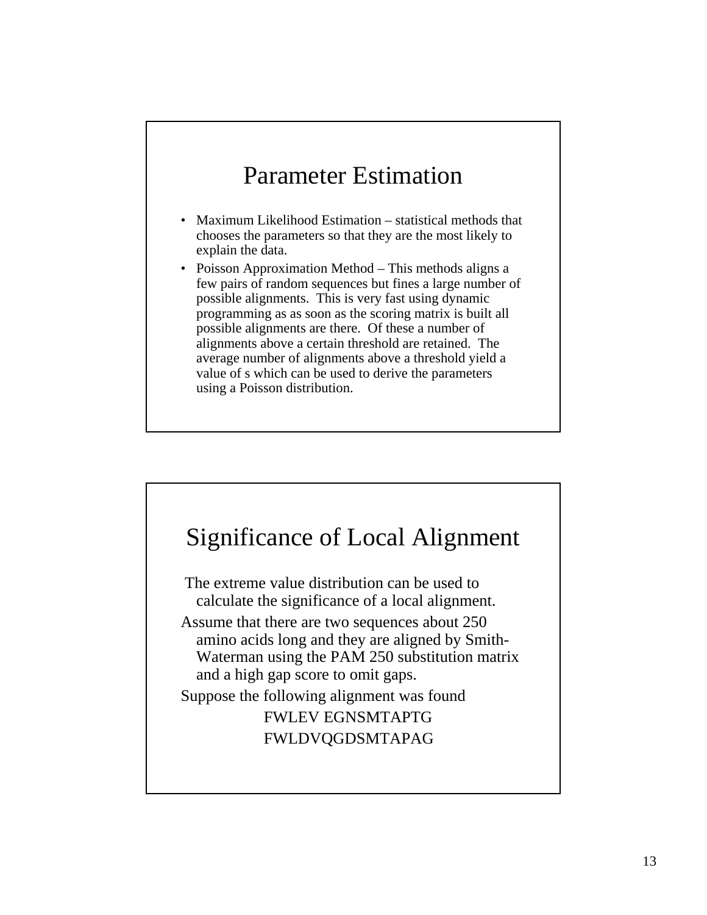# Parameter Estimation

- Maximum Likelihood Estimation – statistical methods that chooses the parameters so that they are the most likely to explain the data.
- Poisson Approximation Method – This methods aligns a few pairs of random sequences but fines a large number of possible alignments. This is very fast using dynamic programming as as soon as the scoring matrix is built all possible alignments are there. Of these a number of alignments above a certain threshold are retained. The average number of alignments above a threshold yield a value of s which can be used to derive the parameters using a Poisson distribution.

# Significance of Local Alignment

The extreme value distribution can be used to calculate the significance of a local alignment.

Assume that there are two sequences about 250 amino acids long and they are aligned by Smith-Waterman using the PAM 250 substitution matrix and a high gap score to omit gaps.

Suppose the following alignment was found

```
FWLEV EGNSMTAPTG
FWLDVQGDSMTAPAG
```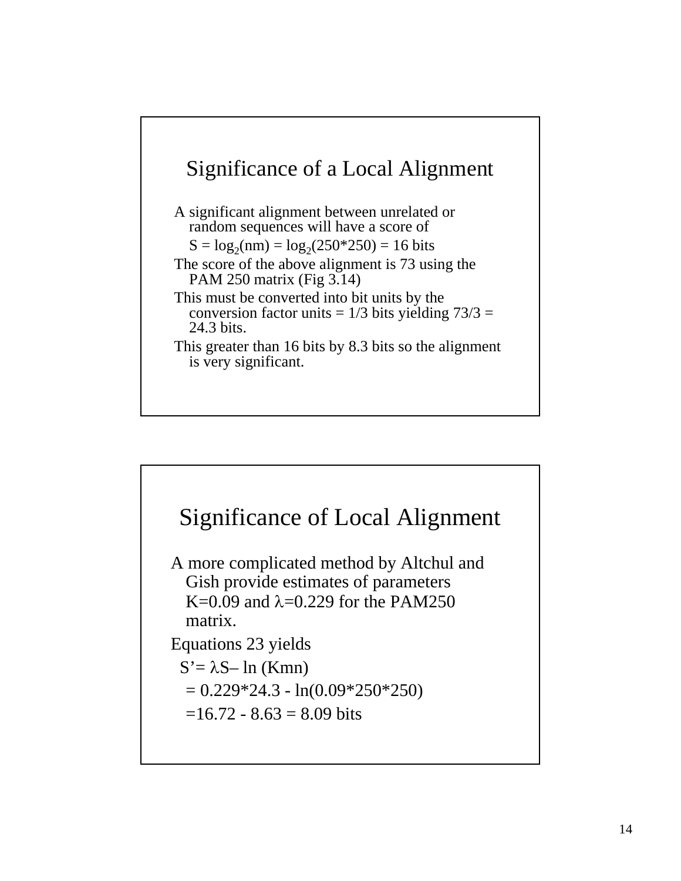## Significance of a Local Alignment

A significant alignment between unrelated or random sequences will have a score of

$S = \log_2(nm) = \log_2(250*250) = 16$ bits

The score of the above alignment is 73 using the PAM 250 matrix (Fig 3.14)

This must be converted into bit units by the conversion factor units = 1/3 bits yielding 73/3 = 24.3 bits.

This greater than 16 bits by 8.3 bits so the alignment is very significant.

## Significance of Local Alignment

A more complicated method by Altchul and Gish provide estimates of parameters K=0.09 and $\lambda$=0.229 for the PAM250 matrix.

Equations 23 yields

$S' = \lambda S - \ln(Kmn)$

$= 0.229*24.3 - \ln(0.09*250*250)$

$= 16.72 - 8.63 = 8.09$ bits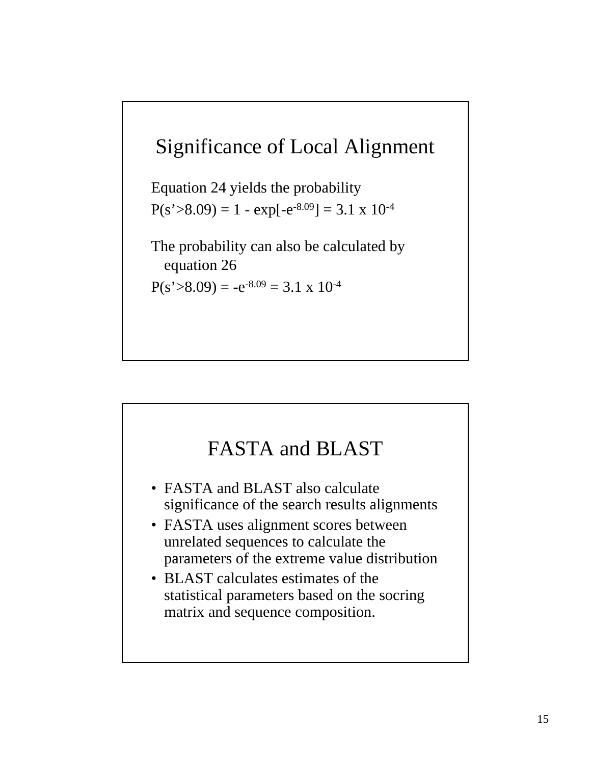## Significance of Local Alignment

Equation 24 yields the probability

$P(s'>8.09) = 1 - \exp[-e^{-8.09}] = 3.1 \times 10^{-4}$

The probability can also be calculated by equation 26

$P(s'>8.09) = -e^{-8.09} = 3.1 \times 10^{-4}$

## FASTA and BLAST

- FASTA and BLAST also calculate significance of the search results alignments
- FASTA uses alignment scores between unrelated sequences to calculate the parameters of the extreme value distribution
- BLAST calculates estimates of the statistical parameters based on the socring matrix and sequence composition.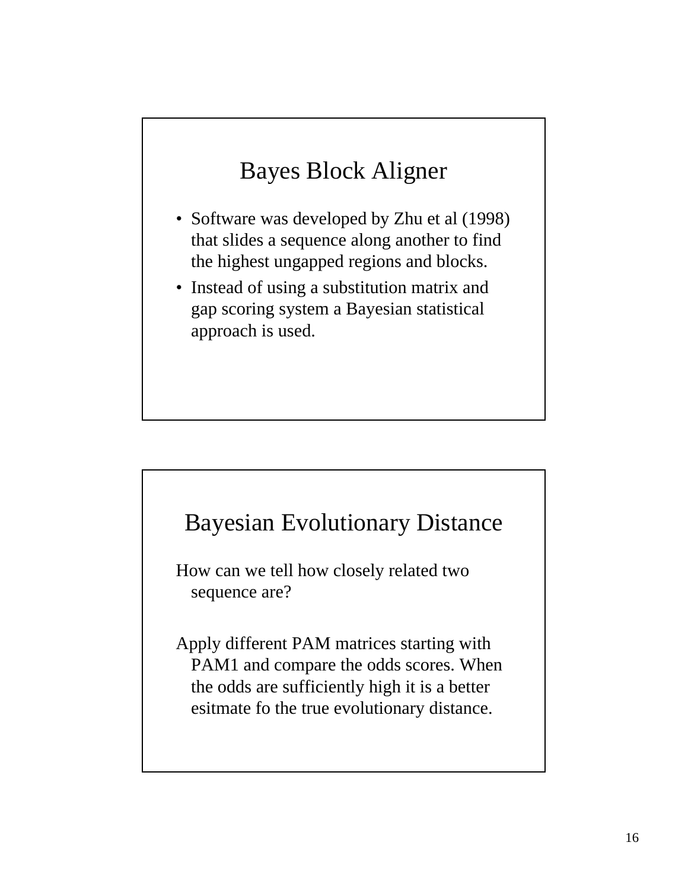## Bayes Block Aligner

- Software was developed by Zhu et al (1998) that slides a sequence along another to find the highest ungapped regions and blocks.
- Instead of using a substitution matrix and gap scoring system a Bayesian statistical approach is used.

## Bayesian Evolutionary Distance

How can we tell how closely related two sequence are?

Apply different PAM matrices starting with PAM1 and compare the odds scores. When the odds are sufficiently high it is a better esitmate fo the true evolutionary distance.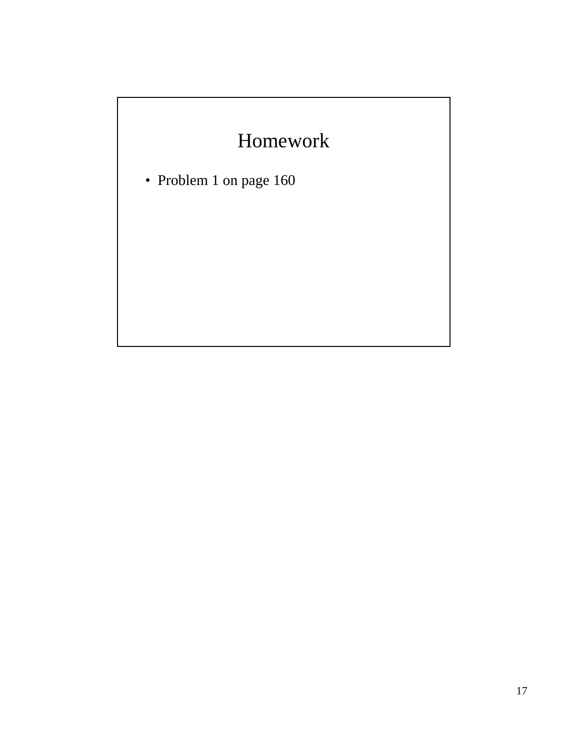# Homework

- Problem 1 on page 160